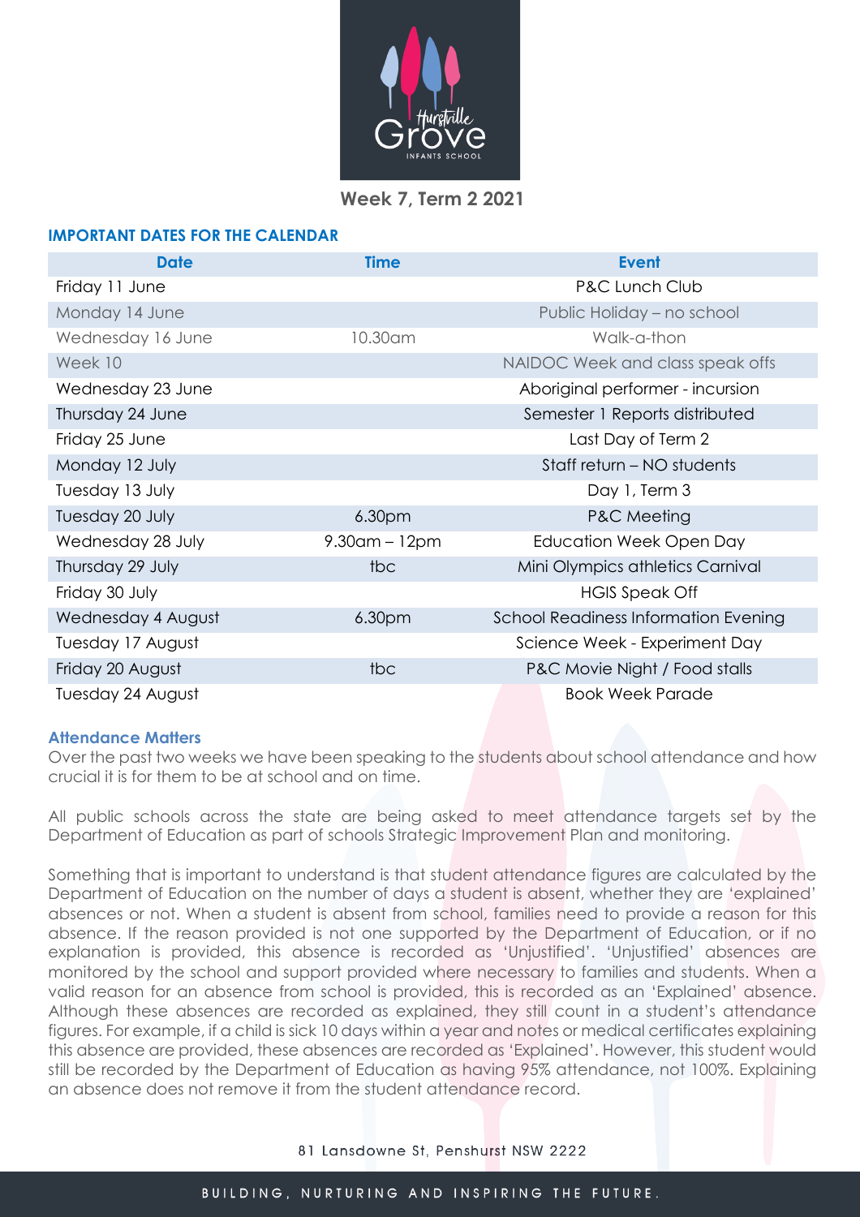Week 7, Term 2 2021

## IMPORTANT DATES FOR THE CALENDAR

| Date | Time | Event |
|---|---|---|
| Friday 11 June | | P&C Lunch Club |
| Monday 14 June | | Public Holiday – no school |
| Wednesday 16 June | 10.30am | Walk-a-thon |
| Week 10 | | NAIDOC Week and class speak offs |
| Wednesday 23 June | | Aboriginal performer - incursion |
| Thursday 24 June | | Semester 1 Reports distributed |
| Friday 25 June | | Last Day of Term 2 |
| Monday 12 July | | Staff return – NO students |
| Tuesday 13 July | | Day 1, Term 3 |
| Tuesday 20 July | 6.30pm | P&C Meeting |
| Wednesday 28 July | 9.30am – 12pm | Education Week Open Day |
| Thursday 29 July | tbc | Mini Olympics athletics Carnival |
| Friday 30 July | | HGIS Speak Off |
| Wednesday 4 August | 6.30pm | School Readiness Information Evening |
| Tuesday 17 August | | Science Week - Experiment Day |
| Friday 20 August | tbc | P&C Movie Night / Food stalls |
| Tuesday 24 August | | Book Week Parade |

### Attendance Matters

Over the past two weeks we have been speaking to the students about school attendance and how crucial it is for them to be at school and on time.

All public schools across the state are being asked to meet attendance targets set by the Department of Education as part of schools Strategic Improvement Plan and monitoring.

Something that is important to understand is that student attendance figures are calculated by the Department of Education on the number of days a student is absent, whether they are 'explained' absences or not. When a student is absent from school, families need to provide a reason for this absence. If the reason provided is not one supported by the Department of Education, or if no explanation is provided, this absence is recorded as 'Unjustified'. 'Unjustified' absences are monitored by the school and support provided where necessary to families and students. When a valid reason for an absence from school is provided, this is recorded as an 'Explained' absence. Although these absences are recorded as explained, they still count in a student's attendance figures. For example, if a child is sick 10 days within a year and notes or medical certificates explaining this absence are provided, these absences are recorded as 'Explained'. However, this student would still be recorded by the Department of Education as having 95% attendance, not 100%. Explaining an absence does not remove it from the student attendance record.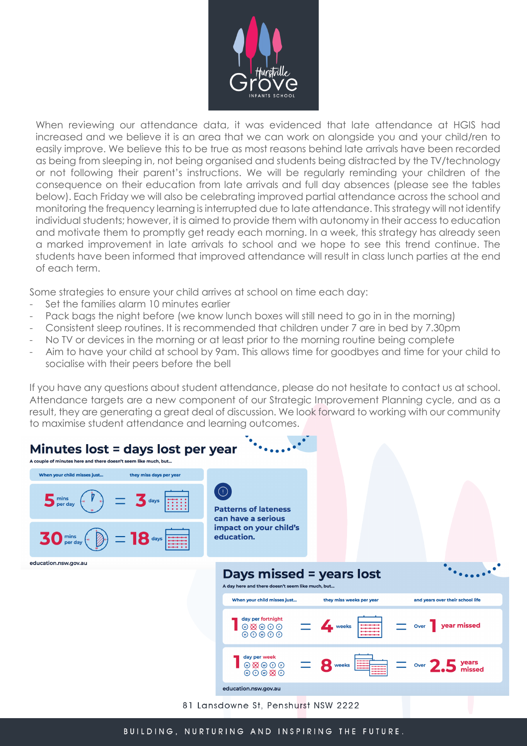When reviewing our attendance data, it was evidenced that late attendance at HGIS had increased and we believe it is an area that we can work on alongside you and your child/ren to easily improve. We believe this to be true as most reasons behind late arrivals have been recorded as being from sleeping in, not being organised and students being distracted by the TV/technology or not following their parent's instructions. We will be regularly reminding your children of the consequence on their education from late arrivals and full day absences (please see the tables below). Each Friday we will also be celebrating improved partial attendance across the school and monitoring the frequency learning is interrupted due to late attendance. This strategy will not identify individual students; however, it is aimed to provide them with autonomy in their access to education and motivate them to promptly get ready each morning. In a week, this strategy has already seen a marked improvement in late arrivals to school and we hope to see this trend continue. The students have been informed that improved attendance will result in class lunch parties at the end of each term.

Some strategies to ensure your child arrives at school on time each day:

- Set the families alarm 10 minutes earlier
- Pack bags the night before (we know lunch boxes will still need to go in in the morning)
- Consistent sleep routines. It is recommended that children under 7 are in bed by 7.30pm
- No TV or devices in the morning or at least prior to the morning routine being complete
- Aim to have your child at school by 9am. This allows time for goodbyes and time for your child to socialise with their peers before the bell

If you have any questions about student attendance, please do not hesitate to contact us at school. Attendance targets are a new component of our Strategic Improvement Planning cycle, and as a result, they are generating a great deal of discussion. We look forward to working with our community to maximise student attendance and learning outcomes.

## Minutes lost = days lost per year

A couple of minutes here and there doesn't seem like much, but...

| When your child misses just... | they miss days per year |
| --- | --- |
| 5 mins per day | 3 days |
| 30 mins per day | 18 days |

**Patterns of lateness can have a serious impact on your child's education.**

education.nsw.gov.au

## Days missed = years lost

A day here and there doesn't seem like much, but...

| When your child misses just... | they miss weeks per year | and years over their school life |
| --- | --- | --- |
| 1 day per fortnight | 4 weeks | Over 1 year missed |
| 1 day per week | 8 weeks | Over 2.5 years missed |

education.nsw.gov.au

81 Lansdowne St, Penshurst NSW 2222

BUILDING, NURTURING AND INSPIRING THE FUTURE.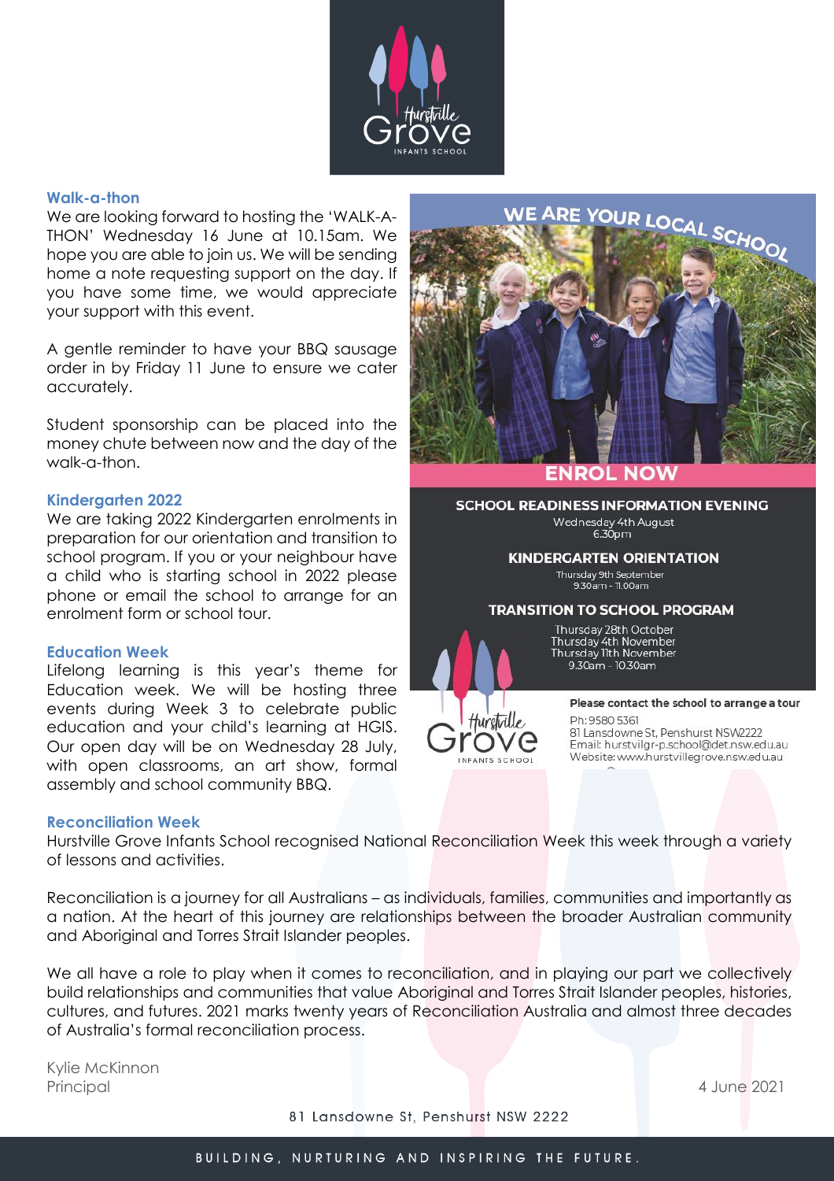## Walk-a-thon

We are looking forward to hosting the 'WALK-A-THON' Wednesday 16 June at 10.15am. We hope you are able to join us. We will be sending home a note requesting support on the day. If you have some time, we would appreciate your support with this event.

A gentle reminder to have your BBQ sausage order in by Friday 11 June to ensure we cater accurately.

Student sponsorship can be placed into the money chute between now and the day of the walk-a-thon.

## Kindergarten 2022

We are taking 2022 Kindergarten enrolments in preparation for our orientation and transition to school program. If you or your neighbour have a child who is starting school in 2022 please phone or email the school to arrange for an enrolment form or school tour.

WE ARE YOUR LOCAL SCHOOL

ENROL NOW

**SCHOOL READINESS INFORMATION EVENING**

Wednesday 4th August
6.30pm

**KINDERGARTEN ORIENTATION**

Thursday 9th September
9.30am - 11.00am

**TRANSITION TO SCHOOL PROGRAM**

Thursday 28th October
Thursday 4th November
Thursday 11th November
9.30am - 10.30am

**Please contact the school to arrange a tour**

Ph: 9580 5361
81 Lansdowne St, Penshurst NSW2222
Email: hurstvilgr-p.school@det.nsw.edu.au
Website: www.hurstvillegrove.nsw.edu.au

## Education Week

Lifelong learning is this year's theme for Education week. We will be hosting three events during Week 3 to celebrate public education and your child's learning at HGIS. Our open day will be on Wednesday 28 July, with open classrooms, an art show, formal assembly and school community BBQ.

## Reconciliation Week

Hurstville Grove Infants School recognised National Reconciliation Week this week through a variety of lessons and activities.

Reconciliation is a journey for all Australians – as individuals, families, communities and importantly as a nation. At the heart of this journey are relationships between the broader Australian community and Aboriginal and Torres Strait Islander peoples.

We all have a role to play when it comes to reconciliation, and in playing our part we collectively build relationships and communities that value Aboriginal and Torres Strait Islander peoples, histories, cultures, and futures. 2021 marks twenty years of Reconciliation Australia and almost three decades of Australia's formal reconciliation process.

Kylie McKinnon
Principal

4 June 2021